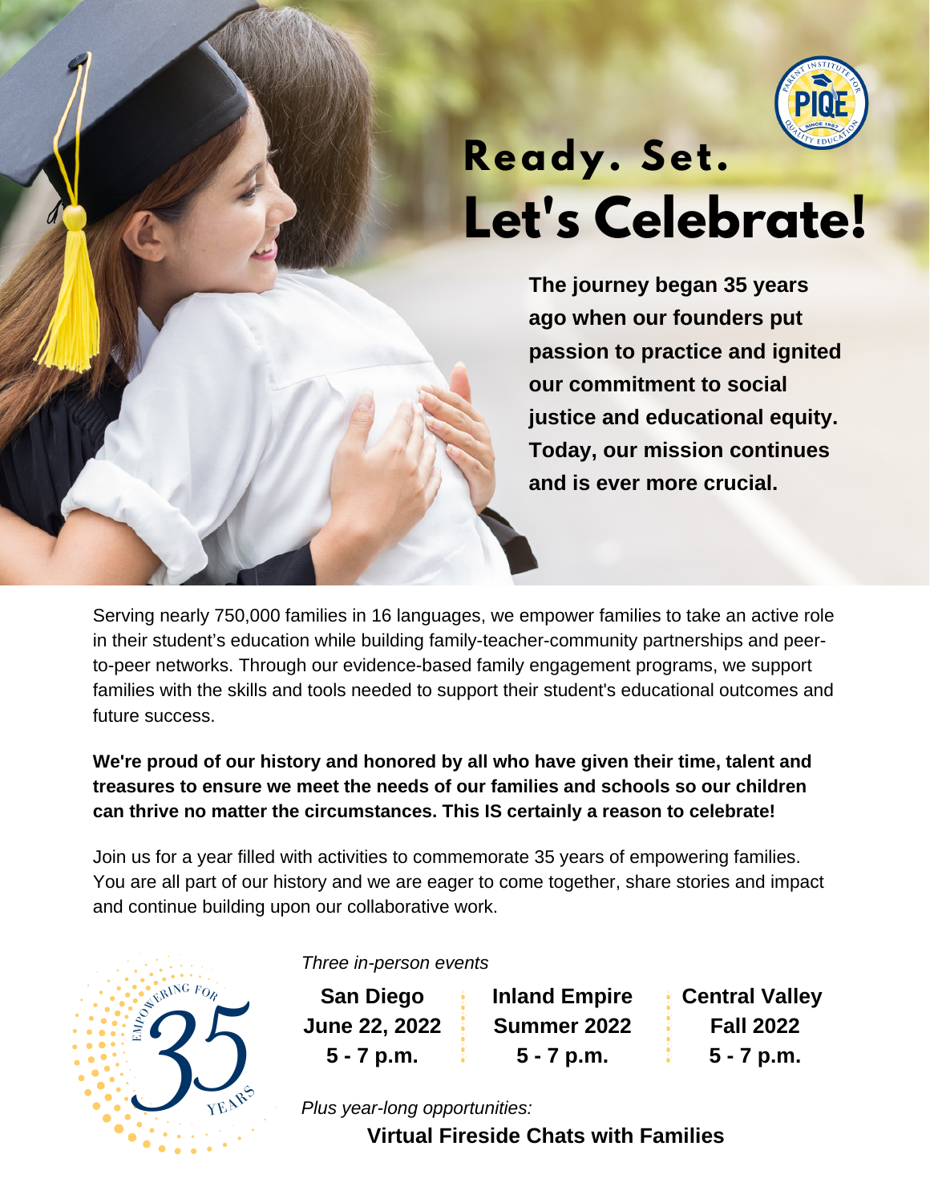# Ready. Set.
# Let's Celebrate!

**The journey began 35 years ago when our founders put passion to practice and ignited our commitment to social justice and educational equity. Today, our mission continues and is ever more crucial.**

Serving nearly 750,000 families in 16 languages, we empower families to take an active role in their student's education while building family-teacher-community partnerships and peer-to-peer networks. Through our evidence-based family engagement programs, we support families with the skills and tools needed to support their student's educational outcomes and future success.

**We're proud of our history and honored by all who have given their time, talent and treasures to ensure we meet the needs of our families and schools so our children can thrive no matter the circumstances. This IS certainly a reason to celebrate!**

Join us for a year filled with activities to commemorate 35 years of empowering families. You are all part of our history and we are eager to come together, share stories and impact and continue building upon our collaborative work.

*Three in-person events*

| San Diego | Inland Empire | Central Valley |
|---|---|---|
| June 22, 2022 | Summer 2022 | Fall 2022 |
| 5 - 7 p.m. | 5 - 7 p.m. | 5 - 7 p.m. |

*Plus year-long opportunities:*

**Virtual Fireside Chats with Families**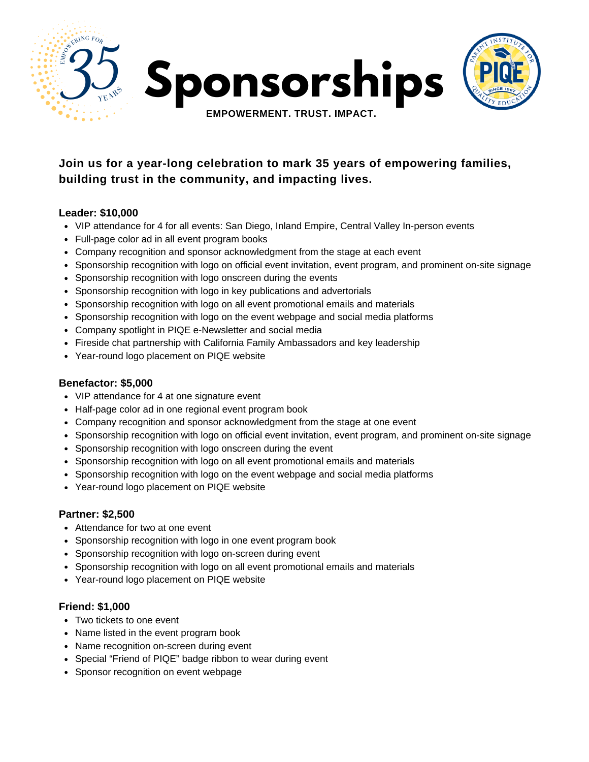# Sponsorships

**EMPOWERMENT. TRUST. IMPACT.**

**Join us for a year-long celebration to mark 35 years of empowering families, building trust in the community, and impacting lives.**

### Leader: $10,000

- VIP attendance for 4 for all events: San Diego, Inland Empire, Central Valley In-person events
- Full-page color ad in all event program books
- Company recognition and sponsor acknowledgment from the stage at each event
- Sponsorship recognition with logo on official event invitation, event program, and prominent on-site signage
- Sponsorship recognition with logo onscreen during the events
- Sponsorship recognition with logo in key publications and advertorials
- Sponsorship recognition with logo on all event promotional emails and materials
- Sponsorship recognition with logo on the event webpage and social media platforms
- Company spotlight in PIQE e-Newsletter and social media
- Fireside chat partnership with California Family Ambassadors and key leadership
- Year-round logo placement on PIQE website

### Benefactor: $5,000

- VIP attendance for 4 at one signature event
- Half-page color ad in one regional event program book
- Company recognition and sponsor acknowledgment from the stage at one event
- Sponsorship recognition with logo on official event invitation, event program, and prominent on-site signage
- Sponsorship recognition with logo onscreen during the event
- Sponsorship recognition with logo on all event promotional emails and materials
- Sponsorship recognition with logo on the event webpage and social media platforms
- Year-round logo placement on PIQE website

### Partner: $2,500

- Attendance for two at one event
- Sponsorship recognition with logo in one event program book
- Sponsorship recognition with logo on-screen during event
- Sponsorship recognition with logo on all event promotional emails and materials
- Year-round logo placement on PIQE website

### Friend: $1,000

- Two tickets to one event
- Name listed in the event program book
- Name recognition on-screen during event
- Special "Friend of PIQE" badge ribbon to wear during event
- Sponsor recognition on event webpage